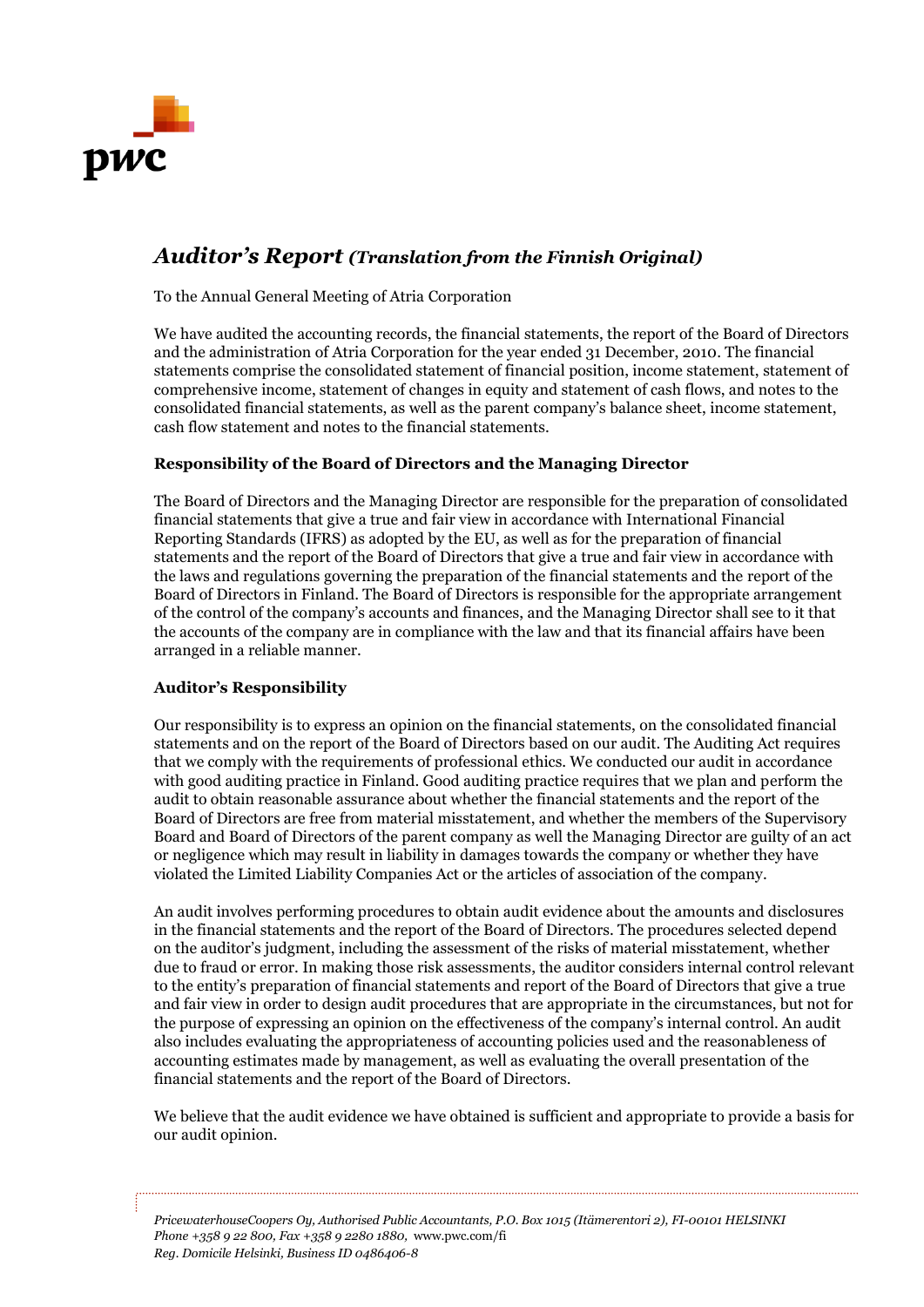# *Auditor's Report (Translation from the Finnish Original)*

To the Annual General Meeting of Atria Corporation

We have audited the accounting records, the financial statements, the report of the Board of Directors and the administration of Atria Corporation for the year ended 31 December, 2010. The financial statements comprise the consolidated statement of financial position, income statement, statement of comprehensive income, statement of changes in equity and statement of cash flows, and notes to the consolidated financial statements, as well as the parent company's balance sheet, income statement, cash flow statement and notes to the financial statements.

### Responsibility of the Board of Directors and the Managing Director

The Board of Directors and the Managing Director are responsible for the preparation of consolidated financial statements that give a true and fair view in accordance with International Financial Reporting Standards (IFRS) as adopted by the EU, as well as for the preparation of financial statements and the report of the Board of Directors that give a true and fair view in accordance with the laws and regulations governing the preparation of the financial statements and the report of the Board of Directors in Finland. The Board of Directors is responsible for the appropriate arrangement of the control of the company's accounts and finances, and the Managing Director shall see to it that the accounts of the company are in compliance with the law and that its financial affairs have been arranged in a reliable manner.

### Auditor's Responsibility

Our responsibility is to express an opinion on the financial statements, on the consolidated financial statements and on the report of the Board of Directors based on our audit. The Auditing Act requires that we comply with the requirements of professional ethics. We conducted our audit in accordance with good auditing practice in Finland. Good auditing practice requires that we plan and perform the audit to obtain reasonable assurance about whether the financial statements and the report of the Board of Directors are free from material misstatement, and whether the members of the Supervisory Board and Board of Directors of the parent company as well the Managing Director are guilty of an act or negligence which may result in liability in damages towards the company or whether they have violated the Limited Liability Companies Act or the articles of association of the company.

An audit involves performing procedures to obtain audit evidence about the amounts and disclosures in the financial statements and the report of the Board of Directors. The procedures selected depend on the auditor's judgment, including the assessment of the risks of material misstatement, whether due to fraud or error. In making those risk assessments, the auditor considers internal control relevant to the entity's preparation of financial statements and report of the Board of Directors that give a true and fair view in order to design audit procedures that are appropriate in the circumstances, but not for the purpose of expressing an opinion on the effectiveness of the company's internal control. An audit also includes evaluating the appropriateness of accounting policies used and the reasonableness of accounting estimates made by management, as well as evaluating the overall presentation of the financial statements and the report of the Board of Directors.

We believe that the audit evidence we have obtained is sufficient and appropriate to provide a basis for our audit opinion.

*PricewaterhouseCoopers Oy, Authorised Public Accountants, P.O. Box 1015 (Itämerentori 2), FI-00101 HELSINKI*
*Phone +358 9 22 800, Fax +358 9 2280 1880,* www.pwc.com/fi
*Reg. Domicile Helsinki, Business ID 0486406-8*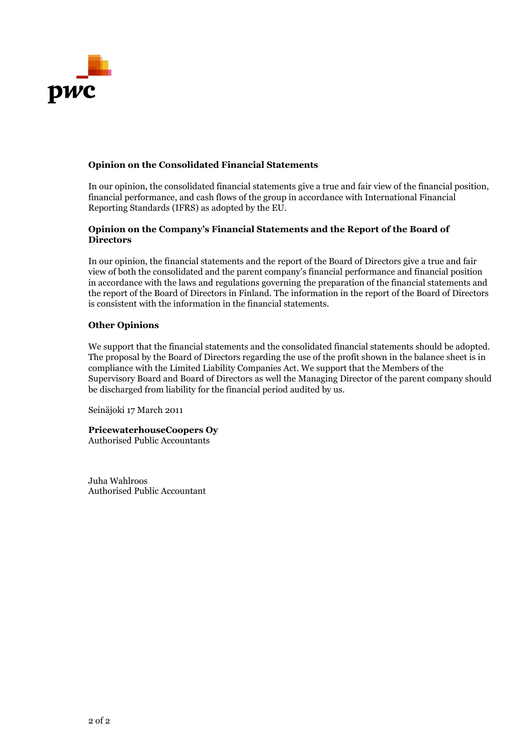### Opinion on the Consolidated Financial Statements

In our opinion, the consolidated financial statements give a true and fair view of the financial position, financial performance, and cash flows of the group in accordance with International Financial Reporting Standards (IFRS) as adopted by the EU.

### Opinion on the Company's Financial Statements and the Report of the Board of Directors

In our opinion, the financial statements and the report of the Board of Directors give a true and fair view of both the consolidated and the parent company's financial performance and financial position in accordance with the laws and regulations governing the preparation of the financial statements and the report of the Board of Directors in Finland. The information in the report of the Board of Directors is consistent with the information in the financial statements.

### Other Opinions

We support that the financial statements and the consolidated financial statements should be adopted. The proposal by the Board of Directors regarding the use of the profit shown in the balance sheet is in compliance with the Limited Liability Companies Act. We support that the Members of the Supervisory Board and Board of Directors as well the Managing Director of the parent company should be discharged from liability for the financial period audited by us.

Seinäjoki 17 March 2011

**PricewaterhouseCoopers Oy**
Authorised Public Accountants

Juha Wahlroos
Authorised Public Accountant